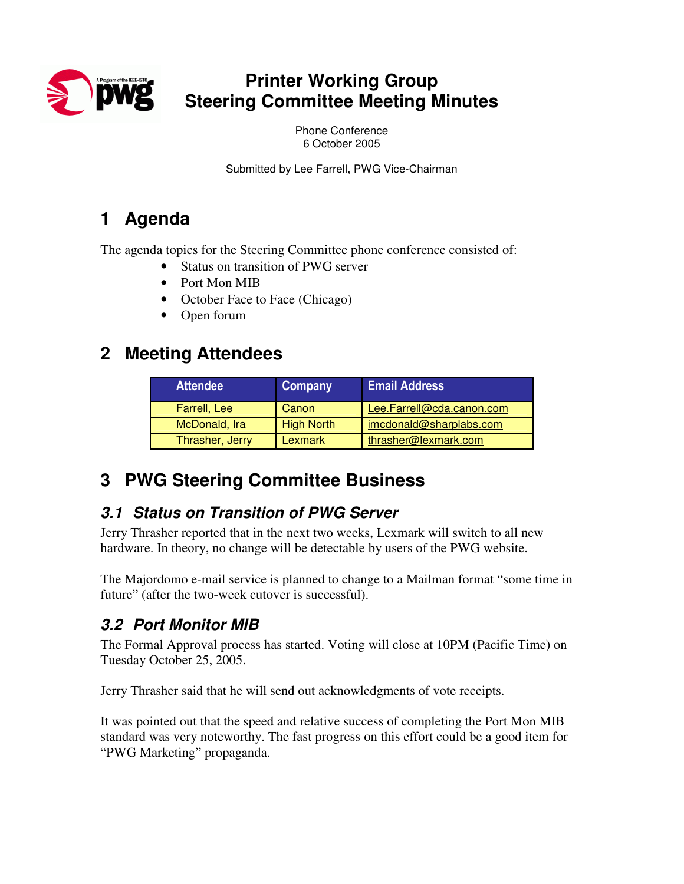# Printer Working Group Steering Committee Meeting Minutes

Phone Conference
6 October 2005

Submitted by Lee Farrell, PWG Vice-Chairman

## 1 Agenda

The agenda topics for the Steering Committee phone conference consisted of:

- Status on transition of PWG server
- Port Mon MIB
- October Face to Face (Chicago)
- Open forum

## 2 Meeting Attendees

| Attendee | Company | Email Address |
|---|---|---|
| Farrell, Lee | Canon | Lee.Farrell@cda.canon.com |
| McDonald, Ira | High North | imcdonald@sharplabs.com |
| Thrasher, Jerry | Lexmark | thrasher@lexmark.com |

## 3 PWG Steering Committee Business

### 3.1 Status on Transition of PWG Server

Jerry Thrasher reported that in the next two weeks, Lexmark will switch to all new hardware. In theory, no change will be detectable by users of the PWG website.

The Majordomo e-mail service is planned to change to a Mailman format "some time in future" (after the two-week cutover is successful).

### 3.2 Port Monitor MIB

The Formal Approval process has started. Voting will close at 10PM (Pacific Time) on Tuesday October 25, 2005.

Jerry Thrasher said that he will send out acknowledgments of vote receipts.

It was pointed out that the speed and relative success of completing the Port Mon MIB standard was very noteworthy. The fast progress on this effort could be a good item for "PWG Marketing" propaganda.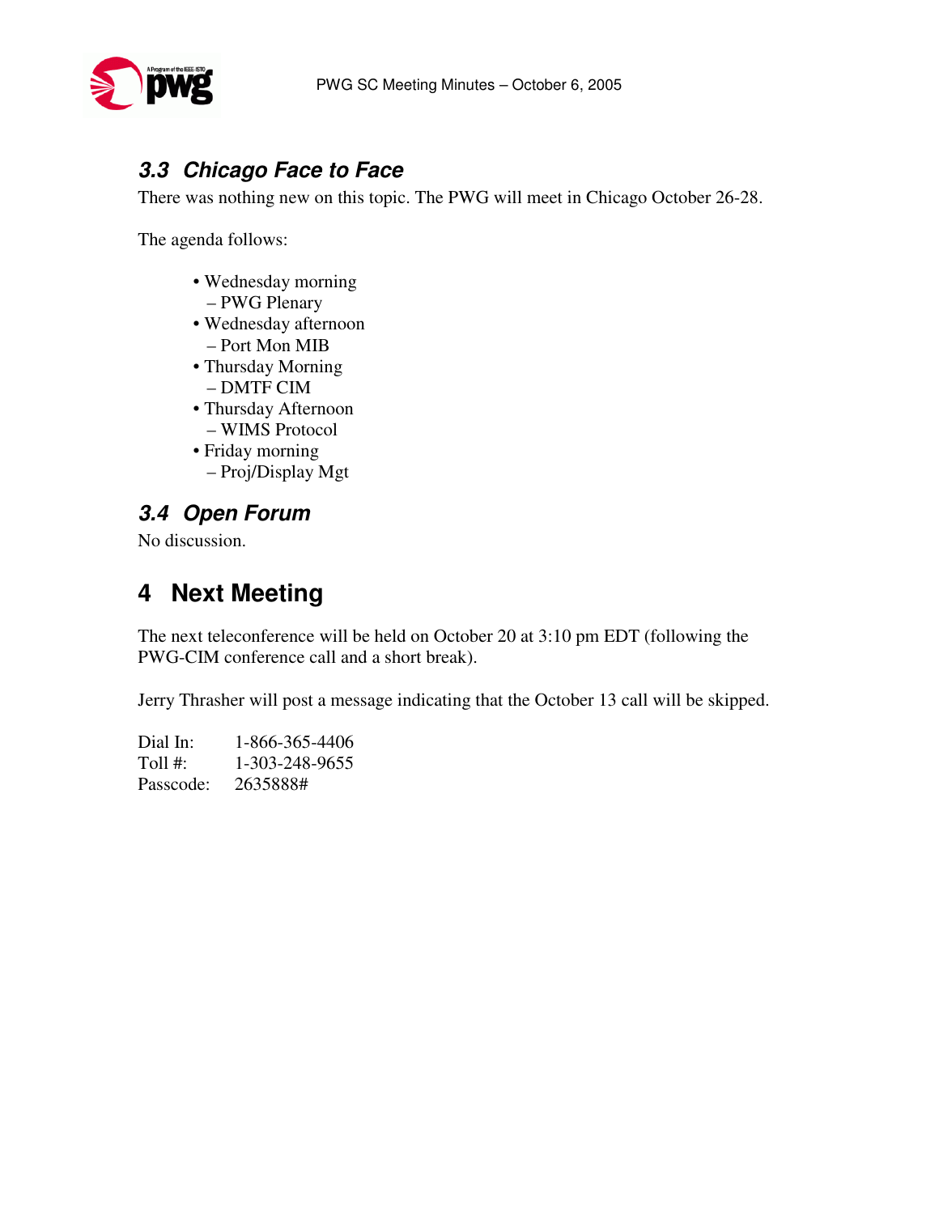### 3.3 Chicago Face to Face

There was nothing new on this topic. The PWG will meet in Chicago October 26-28.

The agenda follows:

- Wednesday morning
  - PWG Plenary
- Wednesday afternoon
  - Port Mon MIB
- Thursday Morning
  - DMTF CIM
- Thursday Afternoon
  - WIMS Protocol
- Friday morning
  - Proj/Display Mgt

### 3.4 Open Forum

No discussion.

## 4 Next Meeting

The next teleconference will be held on October 20 at 3:10 pm EDT (following the PWG-CIM conference call and a short break).

Jerry Thrasher will post a message indicating that the October 13 call will be skipped.

Dial In: 1-866-365-4406
Toll #: 1-303-248-9655
Passcode: 2635888#